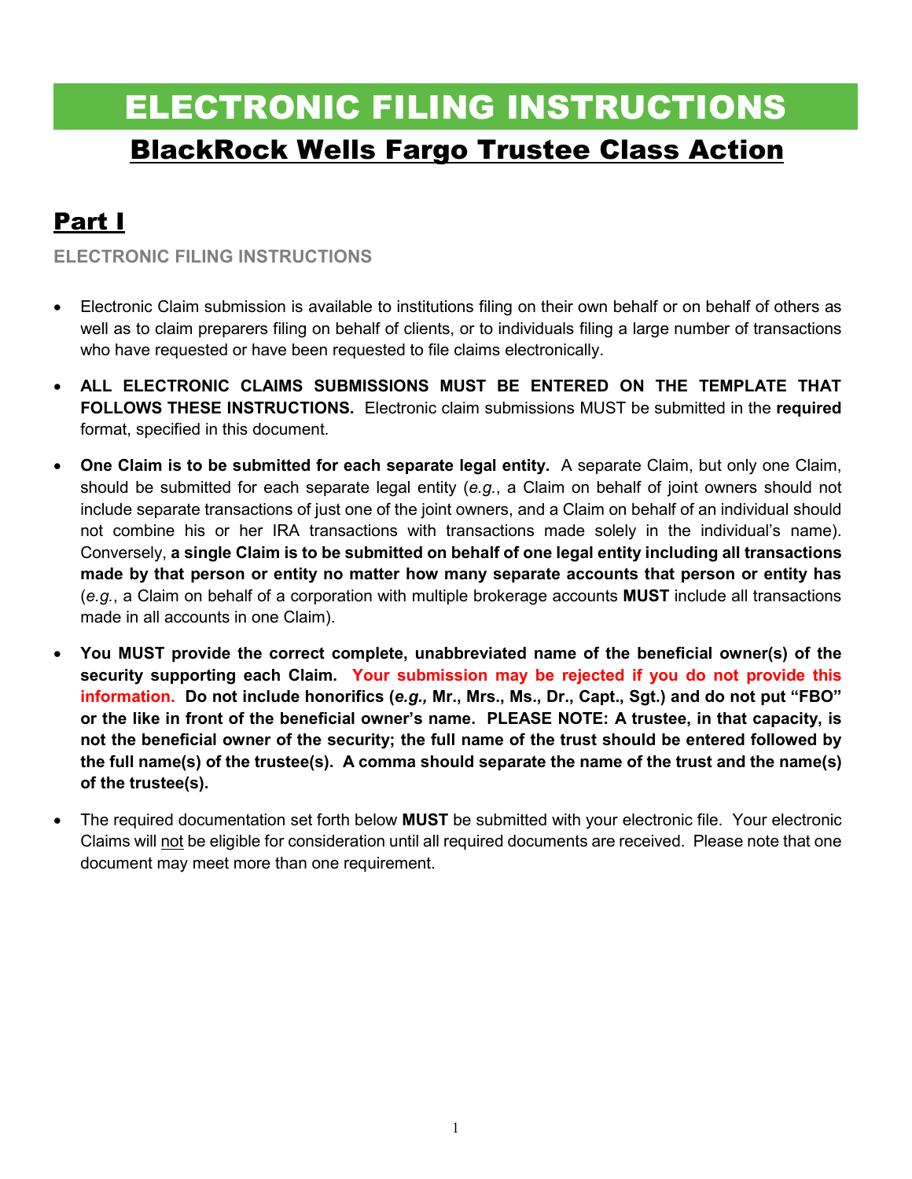# ELECTRONIC FILING INSTRUCTIONS

## BlackRock Wells Fargo Trustee Class Action

## Part I

### ELECTRONIC FILING INSTRUCTIONS

- Electronic Claim submission is available to institutions filing on their own behalf or on behalf of others as well as to claim preparers filing on behalf of clients, or to individuals filing a large number of transactions who have requested or have been requested to file claims electronically.

- **ALL ELECTRONIC CLAIMS SUBMISSIONS MUST BE ENTERED ON THE TEMPLATE THAT FOLLOWS THESE INSTRUCTIONS.** Electronic claim submissions MUST be submitted in the **required** format, specified in this document.

- **One Claim is to be submitted for each separate legal entity.** A separate Claim, but only one Claim, should be submitted for each separate legal entity (*e.g.*, a Claim on behalf of joint owners should not include separate transactions of just one of the joint owners, and a Claim on behalf of an individual should not combine his or her IRA transactions with transactions made solely in the individual's name). Conversely, **a single Claim is to be submitted on behalf of one legal entity including all transactions made by that person or entity no matter how many separate accounts that person or entity has** (*e.g.*, a Claim on behalf of a corporation with multiple brokerage accounts **MUST** include all transactions made in all accounts in one Claim).

- **You MUST provide the correct complete, unabbreviated name of the beneficial owner(s) of the security supporting each Claim. Your submission may be rejected if you do not provide this information. Do not include honorifics (*e.g.,* Mr., Mrs., Ms., Dr., Capt., Sgt.) and do not put "FBO" or the like in front of the beneficial owner's name. PLEASE NOTE: A trustee, in that capacity, is not the beneficial owner of the security; the full name of the trust should be entered followed by the full name(s) of the trustee(s). A comma should separate the name of the trust and the name(s) of the trustee(s).**

- The required documentation set forth below **MUST** be submitted with your electronic file. Your electronic Claims will not be eligible for consideration until all required documents are received. Please note that one document may meet more than one requirement.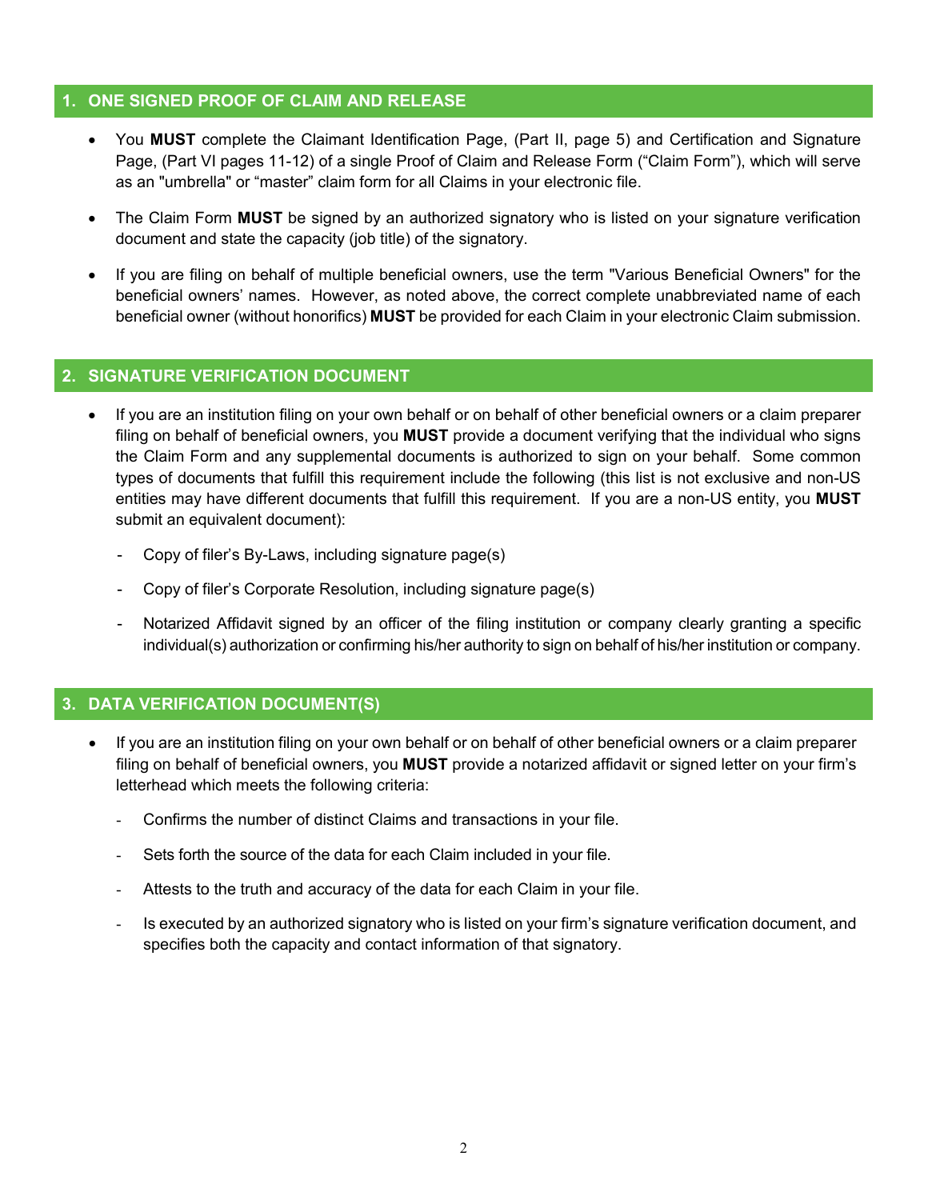## 1. ONE SIGNED PROOF OF CLAIM AND RELEASE

- You **MUST** complete the Claimant Identification Page, (Part II, page 5) and Certification and Signature Page, (Part VI pages 11-12) of a single Proof of Claim and Release Form ("Claim Form"), which will serve as an "umbrella" or "master" claim form for all Claims in your electronic file.
- The Claim Form **MUST** be signed by an authorized signatory who is listed on your signature verification document and state the capacity (job title) of the signatory.
- If you are filing on behalf of multiple beneficial owners, use the term "Various Beneficial Owners" for the beneficial owners' names. However, as noted above, the correct complete unabbreviated name of each beneficial owner (without honorifics) **MUST** be provided for each Claim in your electronic Claim submission.

## 2. SIGNATURE VERIFICATION DOCUMENT

- If you are an institution filing on your own behalf or on behalf of other beneficial owners or a claim preparer filing on behalf of beneficial owners, you **MUST** provide a document verifying that the individual who signs the Claim Form and any supplemental documents is authorized to sign on your behalf. Some common types of documents that fulfill this requirement include the following (this list is not exclusive and non-US entities may have different documents that fulfill this requirement. If you are a non-US entity, you **MUST** submit an equivalent document):
  - Copy of filer's By-Laws, including signature page(s)
  - Copy of filer's Corporate Resolution, including signature page(s)
  - Notarized Affidavit signed by an officer of the filing institution or company clearly granting a specific individual(s) authorization or confirming his/her authority to sign on behalf of his/her institution or company.

## 3. DATA VERIFICATION DOCUMENT(S)

- If you are an institution filing on your own behalf or on behalf of other beneficial owners or a claim preparer filing on behalf of beneficial owners, you **MUST** provide a notarized affidavit or signed letter on your firm's letterhead which meets the following criteria:
  - Confirms the number of distinct Claims and transactions in your file.
  - Sets forth the source of the data for each Claim included in your file.
  - Attests to the truth and accuracy of the data for each Claim in your file.
  - Is executed by an authorized signatory who is listed on your firm's signature verification document, and specifies both the capacity and contact information of that signatory.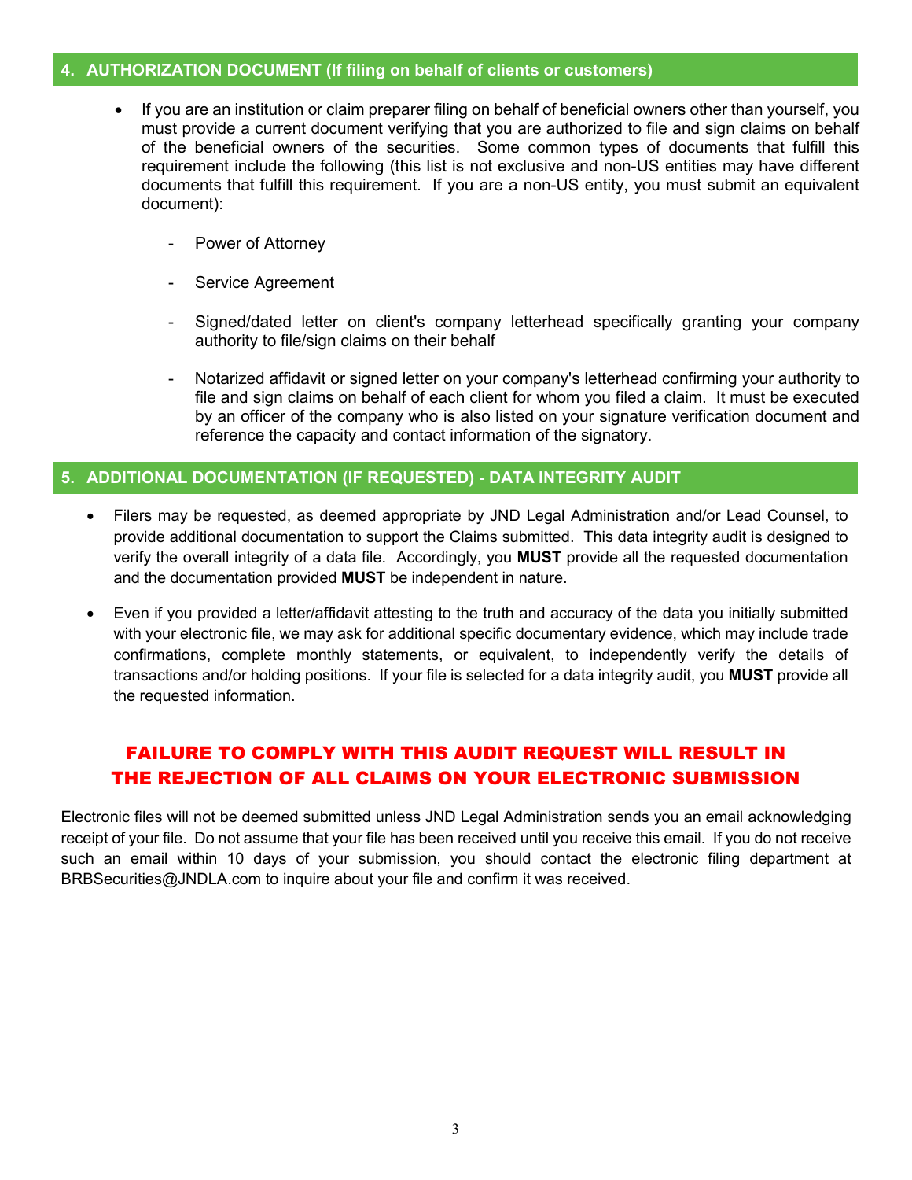## 4. AUTHORIZATION DOCUMENT (If filing on behalf of clients or customers)

- If you are an institution or claim preparer filing on behalf of beneficial owners other than yourself, you must provide a current document verifying that you are authorized to file and sign claims on behalf of the beneficial owners of the securities. Some common types of documents that fulfill this requirement include the following (this list is not exclusive and non-US entities may have different documents that fulfill this requirement. If you are a non-US entity, you must submit an equivalent document):
  - Power of Attorney
  - Service Agreement
  - Signed/dated letter on client's company letterhead specifically granting your company authority to file/sign claims on their behalf
  - Notarized affidavit or signed letter on your company's letterhead confirming your authority to file and sign claims on behalf of each client for whom you filed a claim. It must be executed by an officer of the company who is also listed on your signature verification document and reference the capacity and contact information of the signatory.

## 5. ADDITIONAL DOCUMENTATION (IF REQUESTED) - DATA INTEGRITY AUDIT

- Filers may be requested, as deemed appropriate by JND Legal Administration and/or Lead Counsel, to provide additional documentation to support the Claims submitted. This data integrity audit is designed to verify the overall integrity of a data file. Accordingly, you **MUST** provide all the requested documentation and the documentation provided **MUST** be independent in nature.
- Even if you provided a letter/affidavit attesting to the truth and accuracy of the data you initially submitted with your electronic file, we may ask for additional specific documentary evidence, which may include trade confirmations, complete monthly statements, or equivalent, to independently verify the details of transactions and/or holding positions. If your file is selected for a data integrity audit, you **MUST** provide all the requested information.

**FAILURE TO COMPLY WITH THIS AUDIT REQUEST WILL RESULT IN THE REJECTION OF ALL CLAIMS ON YOUR ELECTRONIC SUBMISSION**

Electronic files will not be deemed submitted unless JND Legal Administration sends you an email acknowledging receipt of your file. Do not assume that your file has been received until you receive this email. If you do not receive such an email within 10 days of your submission, you should contact the electronic filing department at BRBSecurities@JNDLA.com to inquire about your file and confirm it was received.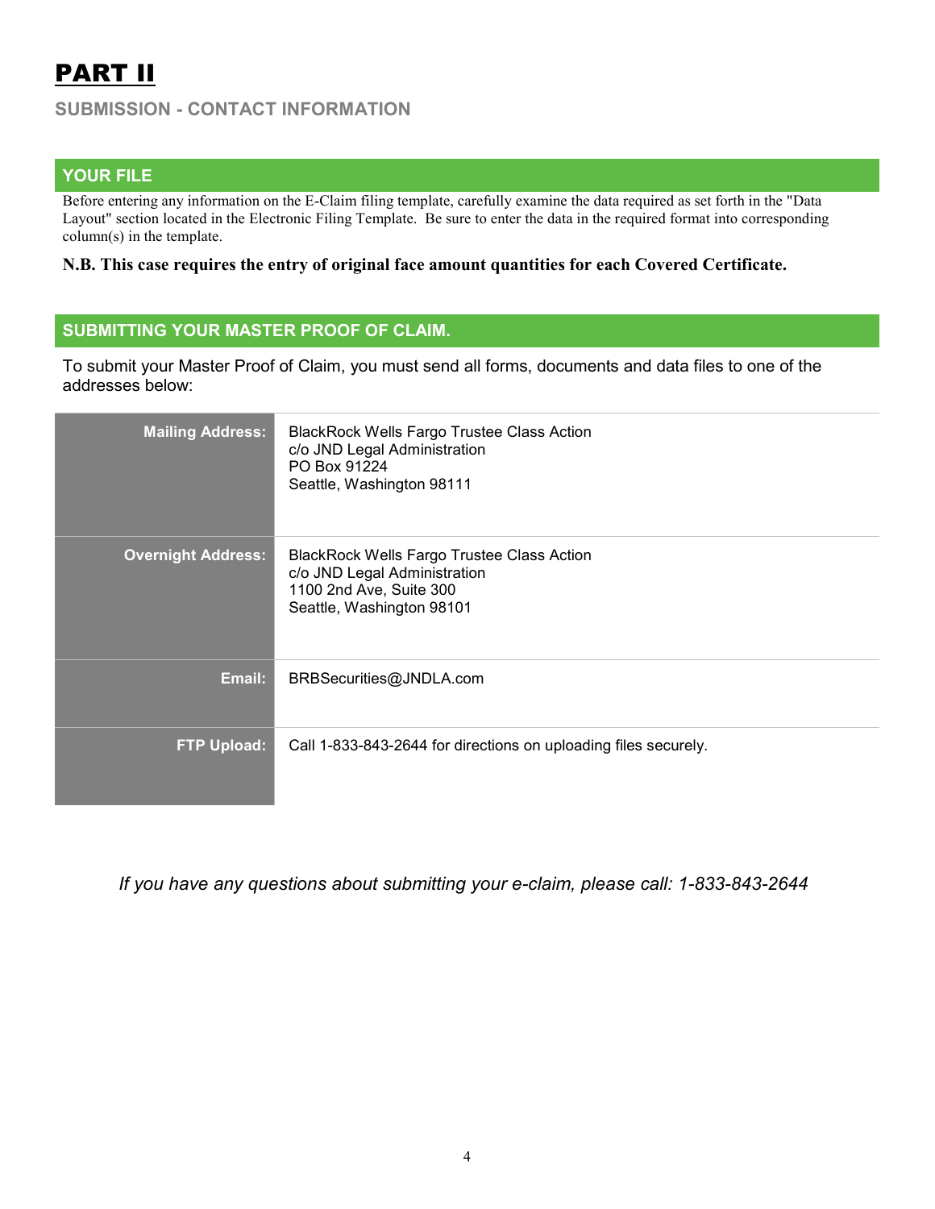# PART II

## SUBMISSION - CONTACT INFORMATION

### YOUR FILE

Before entering any information on the E-Claim filing template, carefully examine the data required as set forth in the "Data Layout" section located in the Electronic Filing Template. Be sure to enter the data in the required format into corresponding column(s) in the template.

**N.B. This case requires the entry of original face amount quantities for each Covered Certificate.**

### SUBMITTING YOUR MASTER PROOF OF CLAIM.

To submit your Master Proof of Claim, you must send all forms, documents and data files to one of the addresses below:

| | |
|---|---|
| **Mailing Address:** | BlackRock Wells Fargo Trustee Class Action<br>c/o JND Legal Administration<br>PO Box 91224<br>Seattle, Washington 98111 |
| **Overnight Address:** | BlackRock Wells Fargo Trustee Class Action<br>c/o JND Legal Administration<br>1100 2nd Ave, Suite 300<br>Seattle, Washington 98101 |
| **Email:** | BRBSecurities@JNDLA.com |
| **FTP Upload:** | Call 1-833-843-2644 for directions on uploading files securely. |

*If you have any questions about submitting your e-claim, please call: 1-833-843-2644*